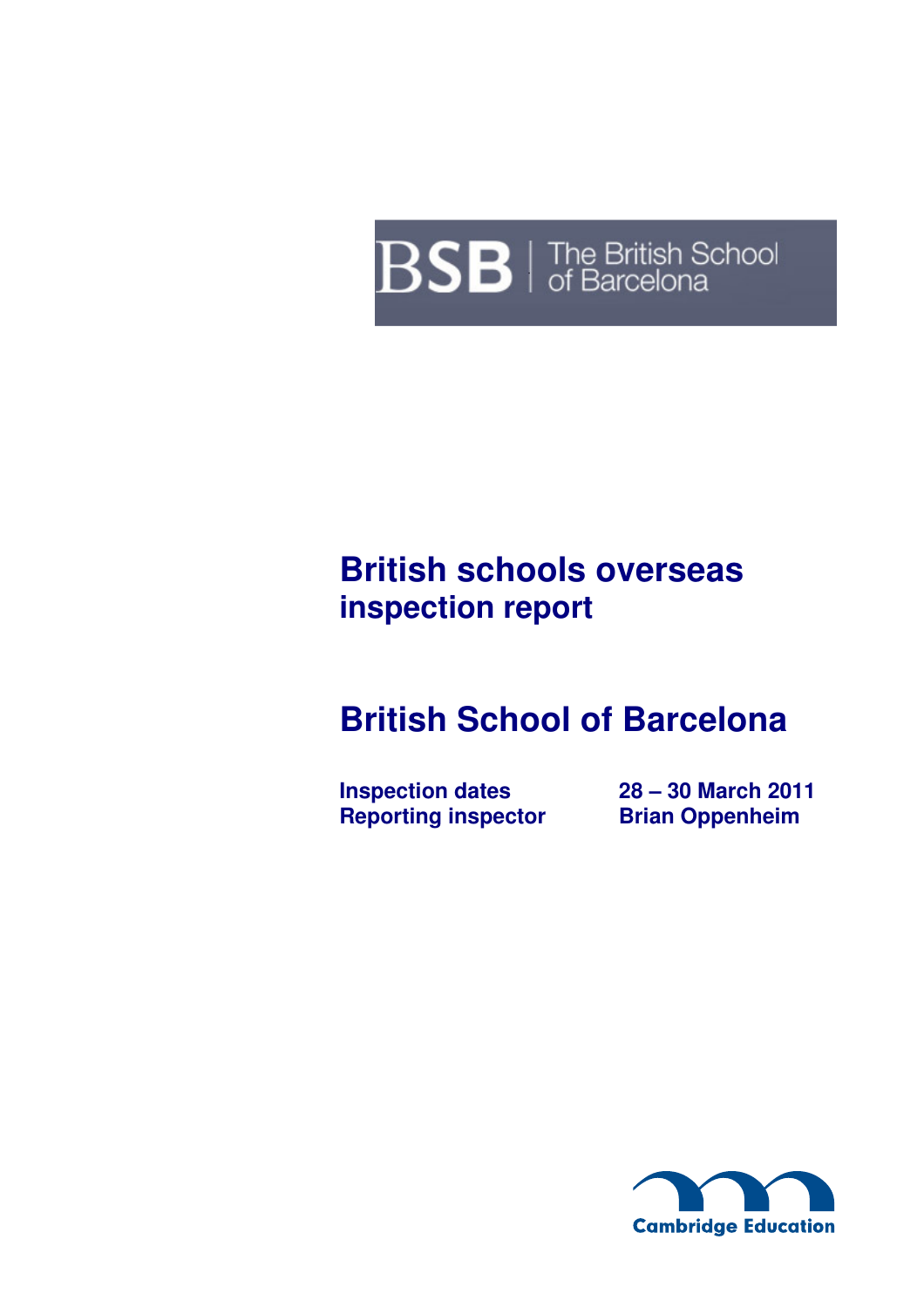BSB | The British School of Barcelona

# British schools overseas inspection report

# British School of Barcelona

**Inspection dates** 28 – 30 March 2011

**Reporting inspector** Brian Oppenheim

Cambridge Education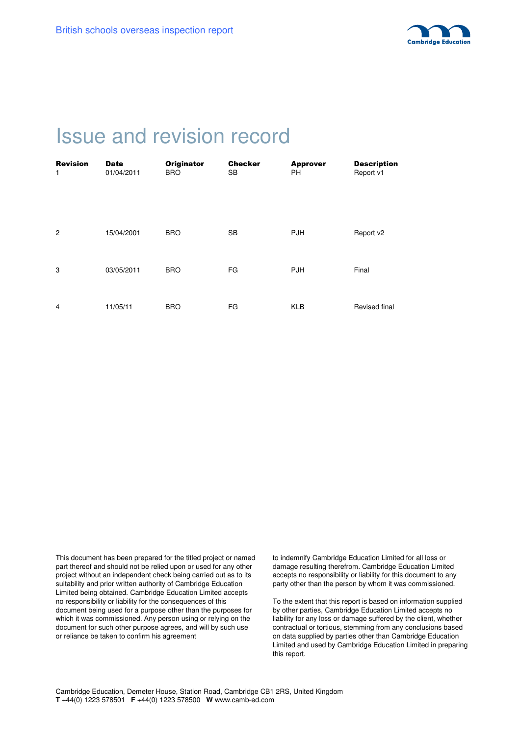# Issue and revision record

| Revision | Date | Originator | Checker | Approver | Description |
|---|---|---|---|---|---|
| 1 | 01/04/2011 | BRO | SB | PH | Report v1 |
| 2 | 15/04/2001 | BRO | SB | PJH | Report v2 |
| 3 | 03/05/2011 | BRO | FG | PJH | Final |
| 4 | 11/05/11 | BRO | FG | KLB | Revised final |

This document has been prepared for the titled project or named part thereof and should not be relied upon or used for any other project without an independent check being carried out as to its suitability and prior written authority of Cambridge Education Limited being obtained. Cambridge Education Limited accepts no responsibility or liability for the consequences of this document being used for a purpose other than the purposes for which it was commissioned. Any person using or relying on the document for such other purpose agrees, and will by such use or reliance be taken to confirm his agreement to indemnify Cambridge Education Limited for all loss or damage resulting therefrom. Cambridge Education Limited accepts no responsibility or liability for this document to any party other than the person by whom it was commissioned.

To the extent that this report is based on information supplied by other parties, Cambridge Education Limited accepts no liability for any loss or damage suffered by the client, whether contractual or tortious, stemming from any conclusions based on data supplied by parties other than Cambridge Education Limited and used by Cambridge Education Limited in preparing this report.

Cambridge Education, Demeter House, Station Road, Cambridge CB1 2RS, United Kingdom
**T** +44(0) 1223 578501 **F** +44(0) 1223 578500 **W** www.camb-ed.com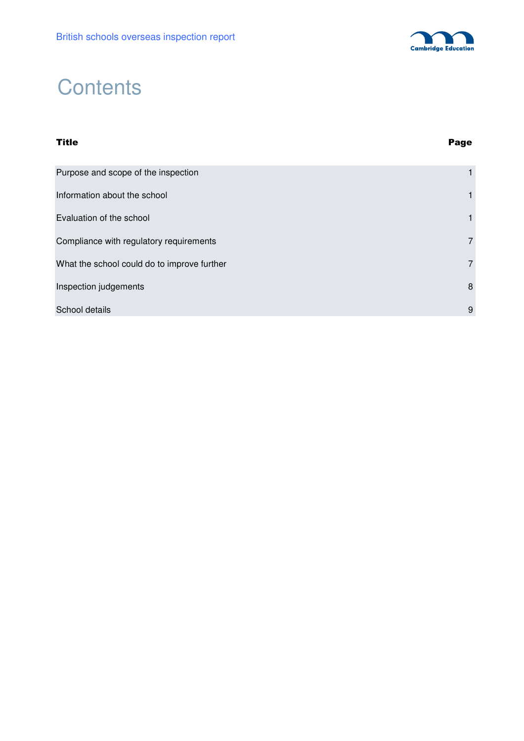# Contents

| Title | Page |
|---|---|
| Purpose and scope of the inspection | 1 |
| Information about the school | 1 |
| Evaluation of the school | 1 |
| Compliance with regulatory requirements | 7 |
| What the school could do to improve further | 7 |
| Inspection judgements | 8 |
| School details | 9 |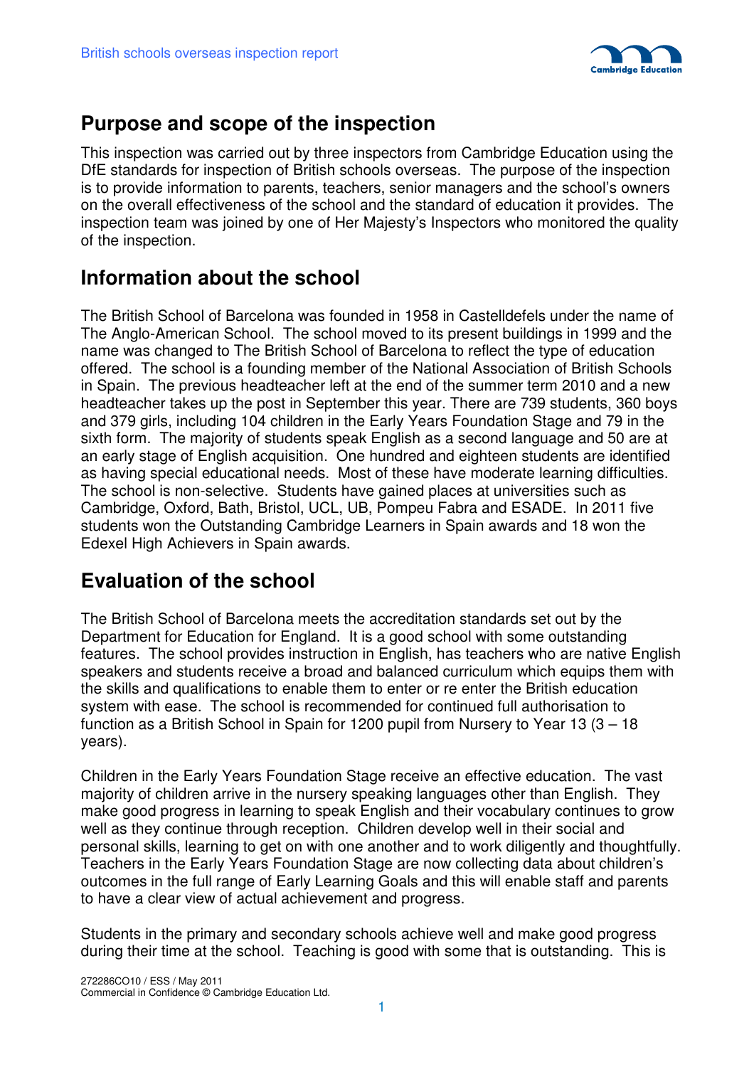## Purpose and scope of the inspection

This inspection was carried out by three inspectors from Cambridge Education using the DfE standards for inspection of British schools overseas. The purpose of the inspection is to provide information to parents, teachers, senior managers and the school's owners on the overall effectiveness of the school and the standard of education it provides. The inspection team was joined by one of Her Majesty's Inspectors who monitored the quality of the inspection.

## Information about the school

The British School of Barcelona was founded in 1958 in Castelldefels under the name of The Anglo-American School. The school moved to its present buildings in 1999 and the name was changed to The British School of Barcelona to reflect the type of education offered. The school is a founding member of the National Association of British Schools in Spain. The previous headteacher left at the end of the summer term 2010 and a new headteacher takes up the post in September this year. There are 739 students, 360 boys and 379 girls, including 104 children in the Early Years Foundation Stage and 79 in the sixth form. The majority of students speak English as a second language and 50 are at an early stage of English acquisition. One hundred and eighteen students are identified as having special educational needs. Most of these have moderate learning difficulties. The school is non-selective. Students have gained places at universities such as Cambridge, Oxford, Bath, Bristol, UCL, UB, Pompeu Fabra and ESADE. In 2011 five students won the Outstanding Cambridge Learners in Spain awards and 18 won the Edexel High Achievers in Spain awards.

## Evaluation of the school

The British School of Barcelona meets the accreditation standards set out by the Department for Education for England. It is a good school with some outstanding features. The school provides instruction in English, has teachers who are native English speakers and students receive a broad and balanced curriculum which equips them with the skills and qualifications to enable them to enter or re enter the British education system with ease. The school is recommended for continued full authorisation to function as a British School in Spain for 1200 pupil from Nursery to Year 13 (3 – 18 years).

Children in the Early Years Foundation Stage receive an effective education. The vast majority of children arrive in the nursery speaking languages other than English. They make good progress in learning to speak English and their vocabulary continues to grow well as they continue through reception. Children develop well in their social and personal skills, learning to get on with one another and to work diligently and thoughtfully. Teachers in the Early Years Foundation Stage are now collecting data about children's outcomes in the full range of Early Learning Goals and this will enable staff and parents to have a clear view of actual achievement and progress.

Students in the primary and secondary schools achieve well and make good progress during their time at the school. Teaching is good with some that is outstanding. This is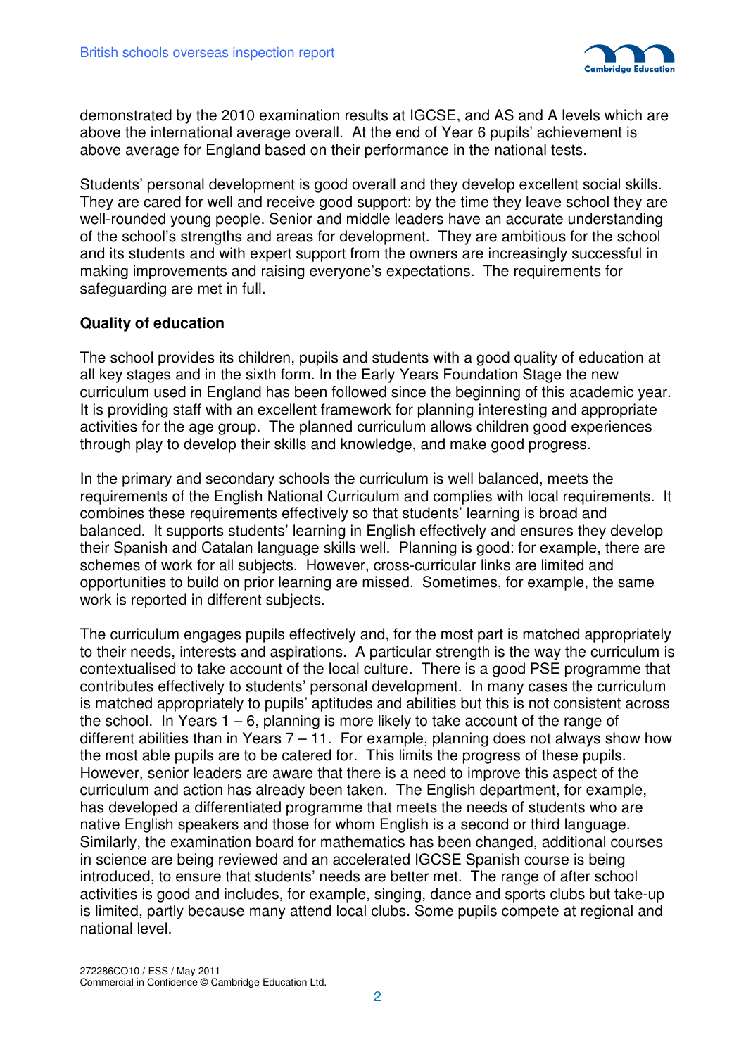demonstrated by the 2010 examination results at IGCSE, and AS and A levels which are above the international average overall. At the end of Year 6 pupils' achievement is above average for England based on their performance in the national tests.

Students' personal development is good overall and they develop excellent social skills. They are cared for well and receive good support: by the time they leave school they are well-rounded young people. Senior and middle leaders have an accurate understanding of the school's strengths and areas for development. They are ambitious for the school and its students and with expert support from the owners are increasingly successful in making improvements and raising everyone's expectations. The requirements for safeguarding are met in full.

**Quality of education**

The school provides its children, pupils and students with a good quality of education at all key stages and in the sixth form. In the Early Years Foundation Stage the new curriculum used in England has been followed since the beginning of this academic year. It is providing staff with an excellent framework for planning interesting and appropriate activities for the age group. The planned curriculum allows children good experiences through play to develop their skills and knowledge, and make good progress.

In the primary and secondary schools the curriculum is well balanced, meets the requirements of the English National Curriculum and complies with local requirements. It combines these requirements effectively so that students' learning is broad and balanced. It supports students' learning in English effectively and ensures they develop their Spanish and Catalan language skills well. Planning is good: for example, there are schemes of work for all subjects. However, cross-curricular links are limited and opportunities to build on prior learning are missed. Sometimes, for example, the same work is reported in different subjects.

The curriculum engages pupils effectively and, for the most part is matched appropriately to their needs, interests and aspirations. A particular strength is the way the curriculum is contextualised to take account of the local culture. There is a good PSE programme that contributes effectively to students' personal development. In many cases the curriculum is matched appropriately to pupils' aptitudes and abilities but this is not consistent across the school. In Years 1 – 6, planning is more likely to take account of the range of different abilities than in Years 7 – 11. For example, planning does not always show how the most able pupils are to be catered for. This limits the progress of these pupils. However, senior leaders are aware that there is a need to improve this aspect of the curriculum and action has already been taken. The English department, for example, has developed a differentiated programme that meets the needs of students who are native English speakers and those for whom English is a second or third language. Similarly, the examination board for mathematics has been changed, additional courses in science are being reviewed and an accelerated IGCSE Spanish course is being introduced, to ensure that students' needs are better met. The range of after school activities is good and includes, for example, singing, dance and sports clubs but take-up is limited, partly because many attend local clubs. Some pupils compete at regional and national level.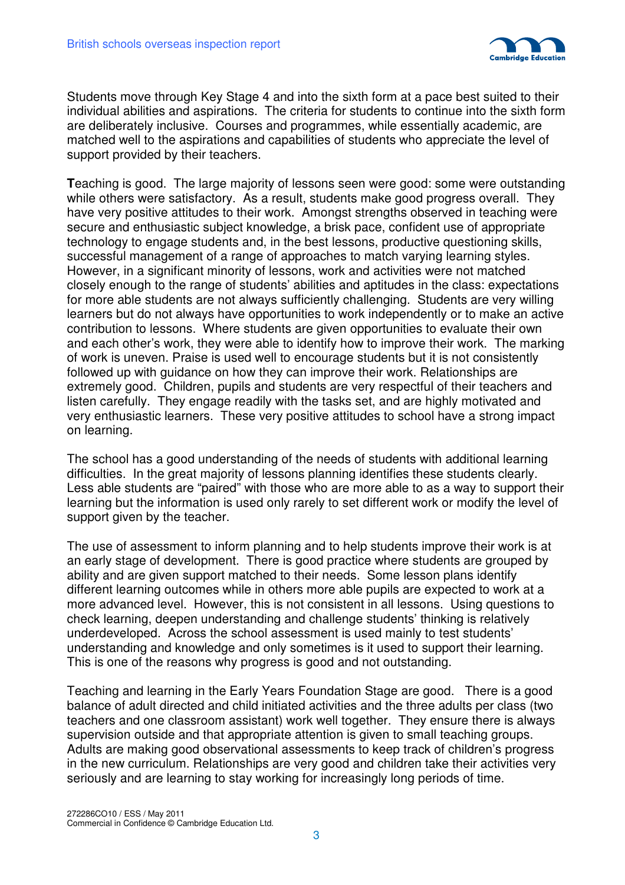Students move through Key Stage 4 and into the sixth form at a pace best suited to their individual abilities and aspirations. The criteria for students to continue into the sixth form are deliberately inclusive. Courses and programmes, while essentially academic, are matched well to the aspirations and capabilities of students who appreciate the level of support provided by their teachers.

**T**eaching is good. The large majority of lessons seen were good: some were outstanding while others were satisfactory. As a result, students make good progress overall. They have very positive attitudes to their work. Amongst strengths observed in teaching were secure and enthusiastic subject knowledge, a brisk pace, confident use of appropriate technology to engage students and, in the best lessons, productive questioning skills, successful management of a range of approaches to match varying learning styles. However, in a significant minority of lessons, work and activities were not matched closely enough to the range of students' abilities and aptitudes in the class: expectations for more able students are not always sufficiently challenging. Students are very willing learners but do not always have opportunities to work independently or to make an active contribution to lessons. Where students are given opportunities to evaluate their own and each other's work, they were able to identify how to improve their work. The marking of work is uneven. Praise is used well to encourage students but it is not consistently followed up with guidance on how they can improve their work. Relationships are extremely good. Children, pupils and students are very respectful of their teachers and listen carefully. They engage readily with the tasks set, and are highly motivated and very enthusiastic learners. These very positive attitudes to school have a strong impact on learning.

The school has a good understanding of the needs of students with additional learning difficulties. In the great majority of lessons planning identifies these students clearly. Less able students are "paired" with those who are more able to as a way to support their learning but the information is used only rarely to set different work or modify the level of support given by the teacher.

The use of assessment to inform planning and to help students improve their work is at an early stage of development. There is good practice where students are grouped by ability and are given support matched to their needs. Some lesson plans identify different learning outcomes while in others more able pupils are expected to work at a more advanced level. However, this is not consistent in all lessons. Using questions to check learning, deepen understanding and challenge students' thinking is relatively underdeveloped. Across the school assessment is used mainly to test students' understanding and knowledge and only sometimes is it used to support their learning. This is one of the reasons why progress is good and not outstanding.

Teaching and learning in the Early Years Foundation Stage are good. There is a good balance of adult directed and child initiated activities and the three adults per class (two teachers and one classroom assistant) work well together. They ensure there is always supervision outside and that appropriate attention is given to small teaching groups. Adults are making good observational assessments to keep track of children's progress in the new curriculum. Relationships are very good and children take their activities very seriously and are learning to stay working for increasingly long periods of time.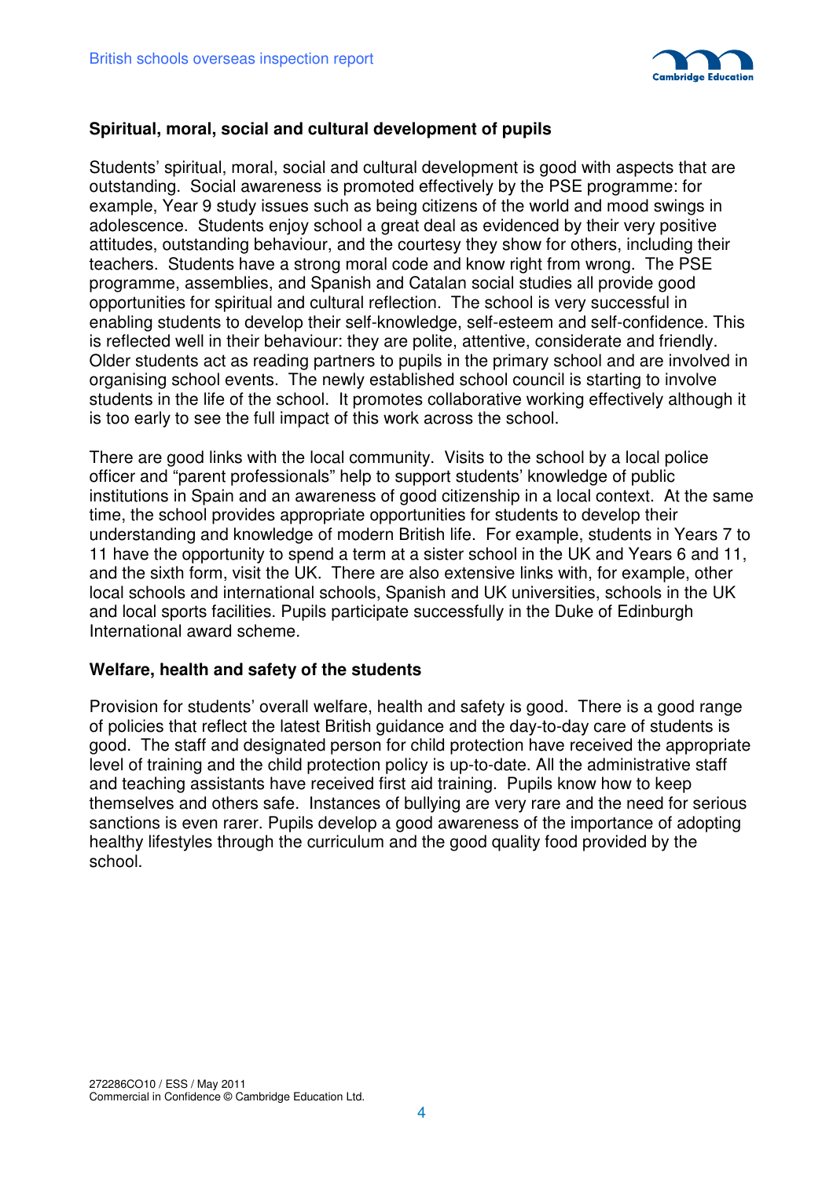### Spiritual, moral, social and cultural development of pupils

Students' spiritual, moral, social and cultural development is good with aspects that are outstanding. Social awareness is promoted effectively by the PSE programme: for example, Year 9 study issues such as being citizens of the world and mood swings in adolescence. Students enjoy school a great deal as evidenced by their very positive attitudes, outstanding behaviour, and the courtesy they show for others, including their teachers. Students have a strong moral code and know right from wrong. The PSE programme, assemblies, and Spanish and Catalan social studies all provide good opportunities for spiritual and cultural reflection. The school is very successful in enabling students to develop their self-knowledge, self-esteem and self-confidence. This is reflected well in their behaviour: they are polite, attentive, considerate and friendly. Older students act as reading partners to pupils in the primary school and are involved in organising school events. The newly established school council is starting to involve students in the life of the school. It promotes collaborative working effectively although it is too early to see the full impact of this work across the school.

There are good links with the local community. Visits to the school by a local police officer and "parent professionals" help to support students' knowledge of public institutions in Spain and an awareness of good citizenship in a local context. At the same time, the school provides appropriate opportunities for students to develop their understanding and knowledge of modern British life. For example, students in Years 7 to 11 have the opportunity to spend a term at a sister school in the UK and Years 6 and 11, and the sixth form, visit the UK. There are also extensive links with, for example, other local schools and international schools, Spanish and UK universities, schools in the UK and local sports facilities. Pupils participate successfully in the Duke of Edinburgh International award scheme.

### Welfare, health and safety of the students

Provision for students' overall welfare, health and safety is good. There is a good range of policies that reflect the latest British guidance and the day-to-day care of students is good. The staff and designated person for child protection have received the appropriate level of training and the child protection policy is up-to-date. All the administrative staff and teaching assistants have received first aid training. Pupils know how to keep themselves and others safe. Instances of bullying are very rare and the need for serious sanctions is even rarer. Pupils develop a good awareness of the importance of adopting healthy lifestyles through the curriculum and the good quality food provided by the school.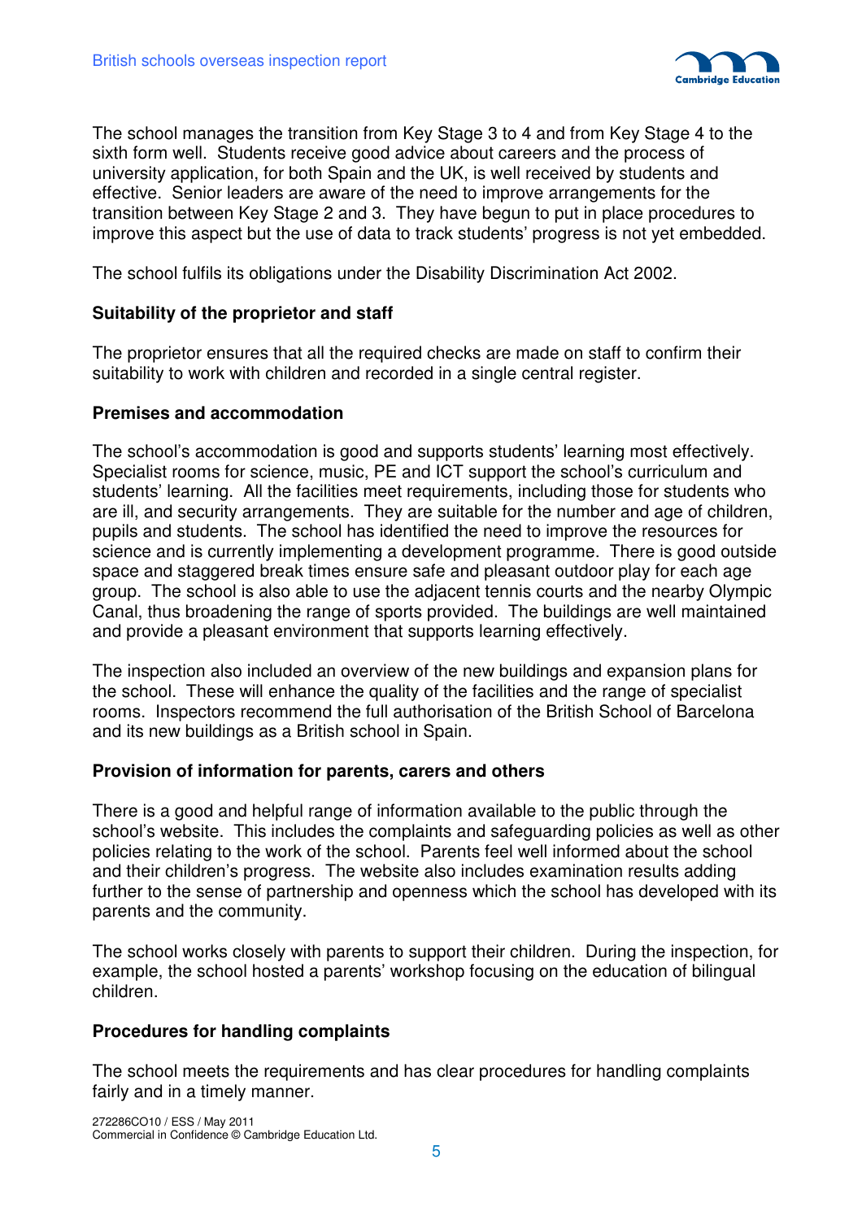The school manages the transition from Key Stage 3 to 4 and from Key Stage 4 to the sixth form well. Students receive good advice about careers and the process of university application, for both Spain and the UK, is well received by students and effective. Senior leaders are aware of the need to improve arrangements for the transition between Key Stage 2 and 3. They have begun to put in place procedures to improve this aspect but the use of data to track students' progress is not yet embedded.

The school fulfils its obligations under the Disability Discrimination Act 2002.

**Suitability of the proprietor and staff**

The proprietor ensures that all the required checks are made on staff to confirm their suitability to work with children and recorded in a single central register.

**Premises and accommodation**

The school's accommodation is good and supports students' learning most effectively. Specialist rooms for science, music, PE and ICT support the school's curriculum and students' learning. All the facilities meet requirements, including those for students who are ill, and security arrangements. They are suitable for the number and age of children, pupils and students. The school has identified the need to improve the resources for science and is currently implementing a development programme. There is good outside space and staggered break times ensure safe and pleasant outdoor play for each age group. The school is also able to use the adjacent tennis courts and the nearby Olympic Canal, thus broadening the range of sports provided. The buildings are well maintained and provide a pleasant environment that supports learning effectively.

The inspection also included an overview of the new buildings and expansion plans for the school. These will enhance the quality of the facilities and the range of specialist rooms. Inspectors recommend the full authorisation of the British School of Barcelona and its new buildings as a British school in Spain.

**Provision of information for parents, carers and others**

There is a good and helpful range of information available to the public through the school's website. This includes the complaints and safeguarding policies as well as other policies relating to the work of the school. Parents feel well informed about the school and their children's progress. The website also includes examination results adding further to the sense of partnership and openness which the school has developed with its parents and the community.

The school works closely with parents to support their children. During the inspection, for example, the school hosted a parents' workshop focusing on the education of bilingual children.

**Procedures for handling complaints**

The school meets the requirements and has clear procedures for handling complaints fairly and in a timely manner.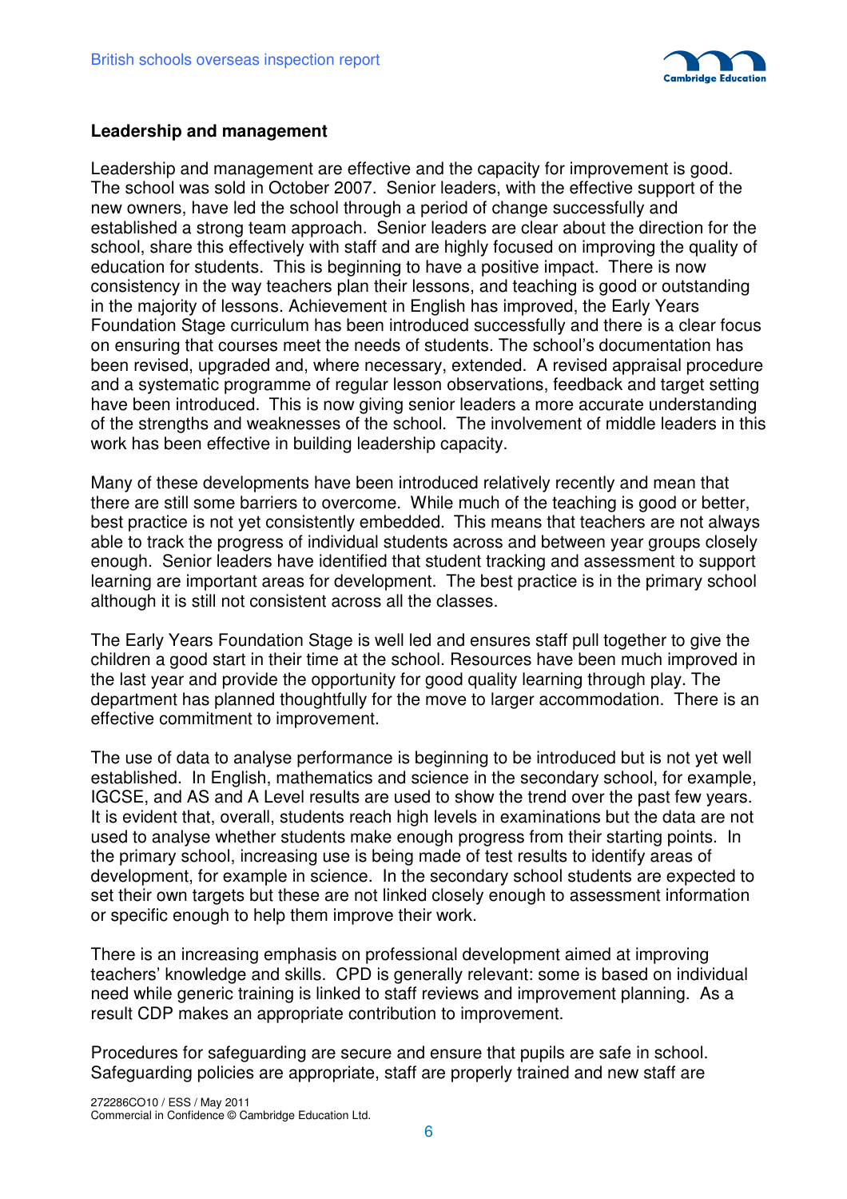## Leadership and management

Leadership and management are effective and the capacity for improvement is good. The school was sold in October 2007. Senior leaders, with the effective support of the new owners, have led the school through a period of change successfully and established a strong team approach. Senior leaders are clear about the direction for the school, share this effectively with staff and are highly focused on improving the quality of education for students. This is beginning to have a positive impact. There is now consistency in the way teachers plan their lessons, and teaching is good or outstanding in the majority of lessons. Achievement in English has improved, the Early Years Foundation Stage curriculum has been introduced successfully and there is a clear focus on ensuring that courses meet the needs of students. The school's documentation has been revised, upgraded and, where necessary, extended. A revised appraisal procedure and a systematic programme of regular lesson observations, feedback and target setting have been introduced. This is now giving senior leaders a more accurate understanding of the strengths and weaknesses of the school. The involvement of middle leaders in this work has been effective in building leadership capacity.

Many of these developments have been introduced relatively recently and mean that there are still some barriers to overcome. While much of the teaching is good or better, best practice is not yet consistently embedded. This means that teachers are not always able to track the progress of individual students across and between year groups closely enough. Senior leaders have identified that student tracking and assessment to support learning are important areas for development. The best practice is in the primary school although it is still not consistent across all the classes.

The Early Years Foundation Stage is well led and ensures staff pull together to give the children a good start in their time at the school. Resources have been much improved in the last year and provide the opportunity for good quality learning through play. The department has planned thoughtfully for the move to larger accommodation. There is an effective commitment to improvement.

The use of data to analyse performance is beginning to be introduced but is not yet well established. In English, mathematics and science in the secondary school, for example, IGCSE, and AS and A Level results are used to show the trend over the past few years. It is evident that, overall, students reach high levels in examinations but the data are not used to analyse whether students make enough progress from their starting points. In the primary school, increasing use is being made of test results to identify areas of development, for example in science. In the secondary school students are expected to set their own targets but these are not linked closely enough to assessment information or specific enough to help them improve their work.

There is an increasing emphasis on professional development aimed at improving teachers' knowledge and skills. CPD is generally relevant: some is based on individual need while generic training is linked to staff reviews and improvement planning. As a result CDP makes an appropriate contribution to improvement.

Procedures for safeguarding are secure and ensure that pupils are safe in school. Safeguarding policies are appropriate, staff are properly trained and new staff are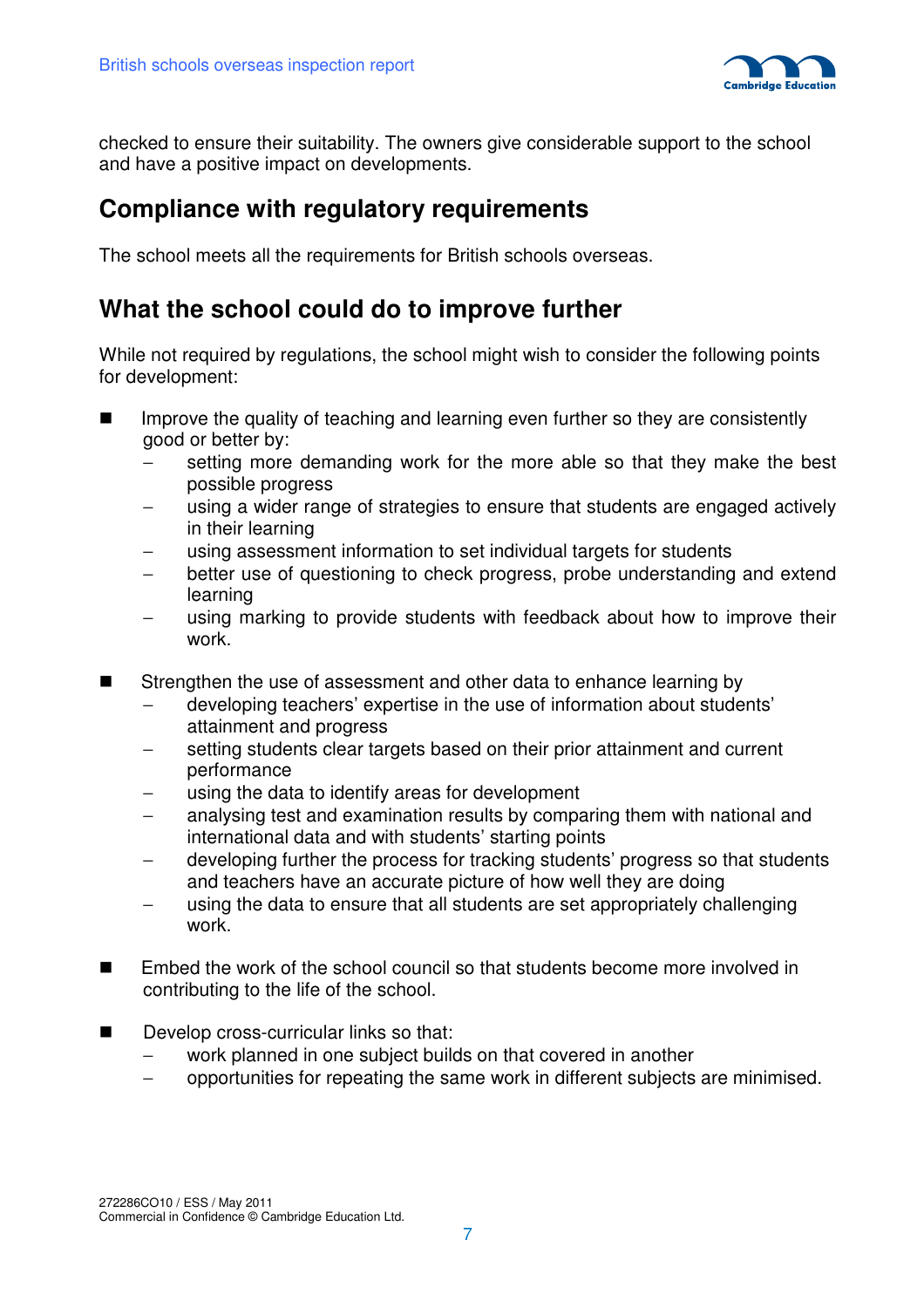checked to ensure their suitability. The owners give considerable support to the school and have a positive impact on developments.

## Compliance with regulatory requirements

The school meets all the requirements for British schools overseas.

## What the school could do to improve further

While not required by regulations, the school might wish to consider the following points for development:

- Improve the quality of teaching and learning even further so they are consistently good or better by:
  - setting more demanding work for the more able so that they make the best possible progress
  - using a wider range of strategies to ensure that students are engaged actively in their learning
  - using assessment information to set individual targets for students
  - better use of questioning to check progress, probe understanding and extend learning
  - using marking to provide students with feedback about how to improve their work.

- Strengthen the use of assessment and other data to enhance learning by
  - developing teachers' expertise in the use of information about students' attainment and progress
  - setting students clear targets based on their prior attainment and current performance
  - using the data to identify areas for development
  - analysing test and examination results by comparing them with national and international data and with students' starting points
  - developing further the process for tracking students' progress so that students and teachers have an accurate picture of how well they are doing
  - using the data to ensure that all students are set appropriately challenging work.

- Embed the work of the school council so that students become more involved in contributing to the life of the school.

- Develop cross-curricular links so that:
  - work planned in one subject builds on that covered in another
  - opportunities for repeating the same work in different subjects are minimised.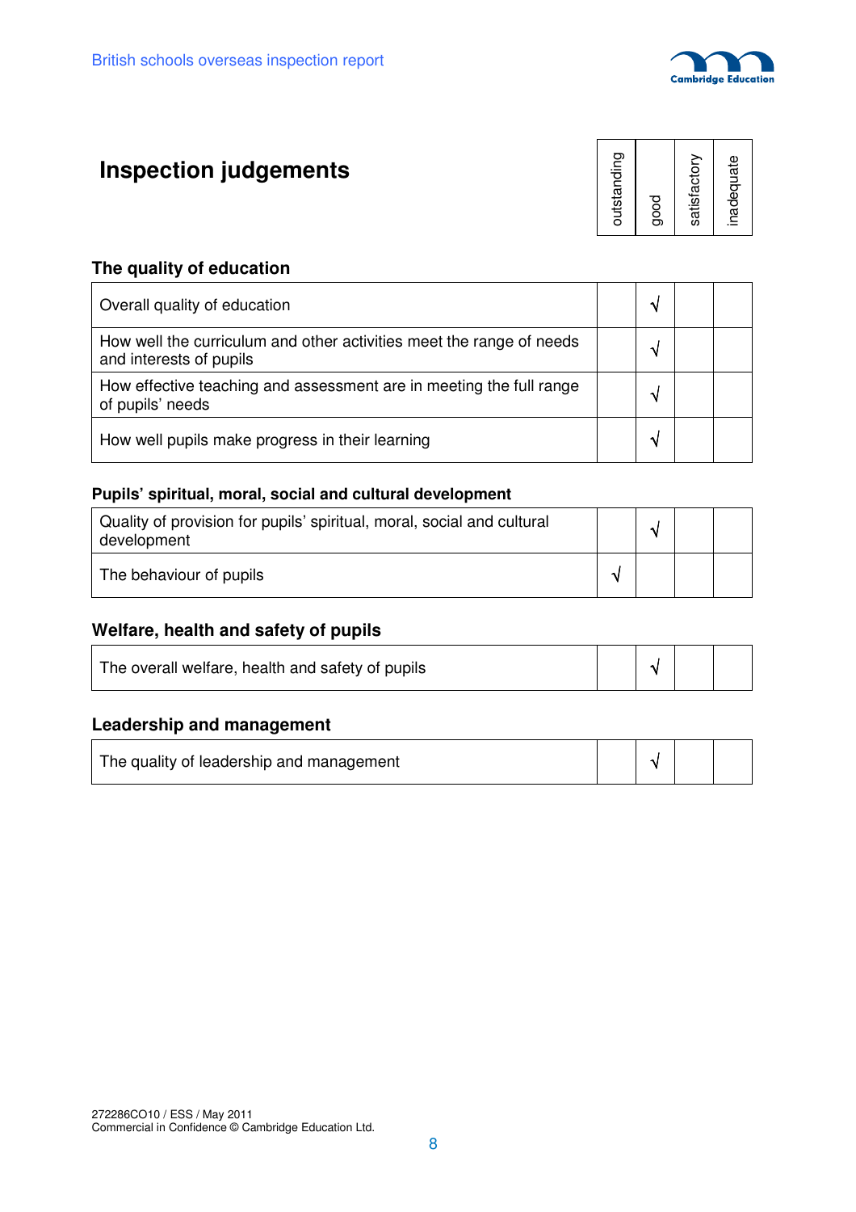# Inspection judgements

### The quality of education

| | outstanding | good | satisfactory | inadequate |
|---|---|---|---|---|
| Overall quality of education | | √ | | |
| How well the curriculum and other activities meet the range of needs and interests of pupils | | √ | | |
| How effective teaching and assessment are in meeting the full range of pupils' needs | | √ | | |
| How well pupils make progress in their learning | | √ | | |

### Pupils' spiritual, moral, social and cultural development

| | outstanding | good | satisfactory | inadequate |
|---|---|---|---|---|
| Quality of provision for pupils' spiritual, moral, social and cultural development | | √ | | |
| The behaviour of pupils | √ | | | |

### Welfare, health and safety of pupils

| | outstanding | good | satisfactory | inadequate |
|---|---|---|---|---|
| The overall welfare, health and safety of pupils | | √ | | |

### Leadership and management

| | outstanding | good | satisfactory | inadequate |
|---|---|---|---|---|
| The quality of leadership and management | | √ | | |

272286CO10 / ESS / May 2011
Commercial in Confidence © Cambridge Education Ltd.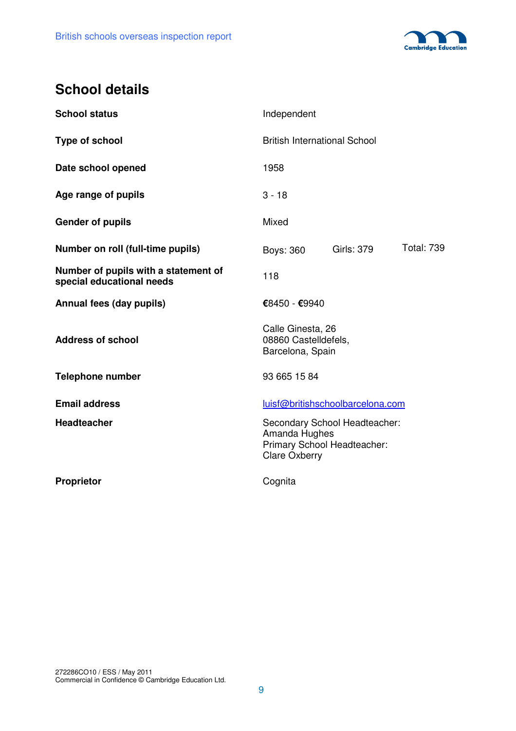## School details

| | | | |
|---|---|---|---|
| **School status** | Independent | | |
| **Type of school** | British International School | | |
| **Date school opened** | 1958 | | |
| **Age range of pupils** | 3 - 18 | | |
| **Gender of pupils** | Mixed | | |
| **Number on roll (full-time pupils)** | Boys: 360 | Girls: 379 | Total: 739 |
| **Number of pupils with a statement of special educational needs** | 118 | | |
| **Annual fees (day pupils)** | €8450 - €9940 | | |
| **Address of school** | Calle Ginesta, 26<br>08860 Castelldefels,<br>Barcelona, Spain | | |
| **Telephone number** | 93 665 15 84 | | |
| **Email address** | luisf@britishschoolbarcelona.com | | |
| **Headteacher** | Secondary School Headteacher:<br>Amanda Hughes<br>Primary School Headteacher:<br>Clare Oxberry | | |
| **Proprietor** | Cognita | | |

272286CO10 / ESS / May 2011
Commercial in Confidence © Cambridge Education Ltd.